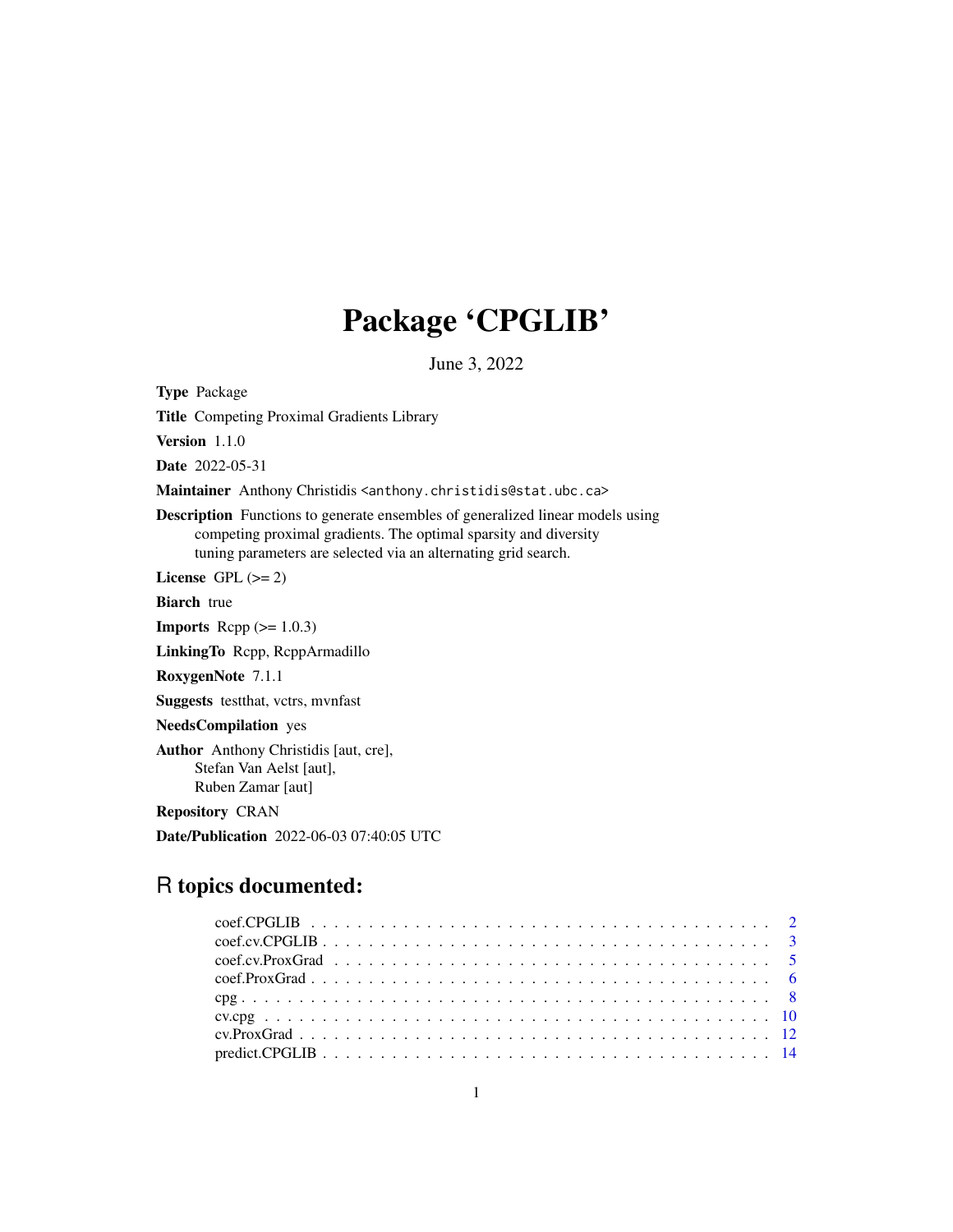# Package 'CPGLIB'

June 3, 2022

**Type** Package

**Title** Competing Proximal Gradients Library

**Version** 1.1.0

**Date** 2022-05-31

**Maintainer** Anthony Christidis <anthony.christidis@stat.ubc.ca>

**Description** Functions to generate ensembles of generalized linear models using competing proximal gradients. The optimal sparsity and diversity tuning parameters are selected via an alternating grid search.

**License** GPL (>= 2)

**Biarch** true

**Imports** Rcpp (>= 1.0.3)

**LinkingTo** Rcpp, RcppArmadillo

**RoxygenNote** 7.1.1

**Suggests** testthat, vctrs, mvnfast

**NeedsCompilation** yes

**Author** Anthony Christidis [aut, cre],
Stefan Van Aelst [aut],
Ruben Zamar [aut]

**Repository** CRAN

**Date/Publication** 2022-06-03 07:40:05 UTC

## R topics documented:

coef.CPGLIB . . . . . . . . . . . . . . . . . . . . . . . . . . . . . . . . . . . . . . . . 2
coef.cv.CPGLIB . . . . . . . . . . . . . . . . . . . . . . . . . . . . . . . . . . . . . . 3
coef.cv.ProxGrad . . . . . . . . . . . . . . . . . . . . . . . . . . . . . . . . . . . . . 5
coef.ProxGrad . . . . . . . . . . . . . . . . . . . . . . . . . . . . . . . . . . . . . . . 6
cpg . . . . . . . . . . . . . . . . . . . . . . . . . . . . . . . . . . . . . . . . . . . . 8
cv.cpg . . . . . . . . . . . . . . . . . . . . . . . . . . . . . . . . . . . . . . . . . . 10
cv.ProxGrad . . . . . . . . . . . . . . . . . . . . . . . . . . . . . . . . . . . . . . . 12
predict.CPGLIB . . . . . . . . . . . . . . . . . . . . . . . . . . . . . . . . . . . . . . 14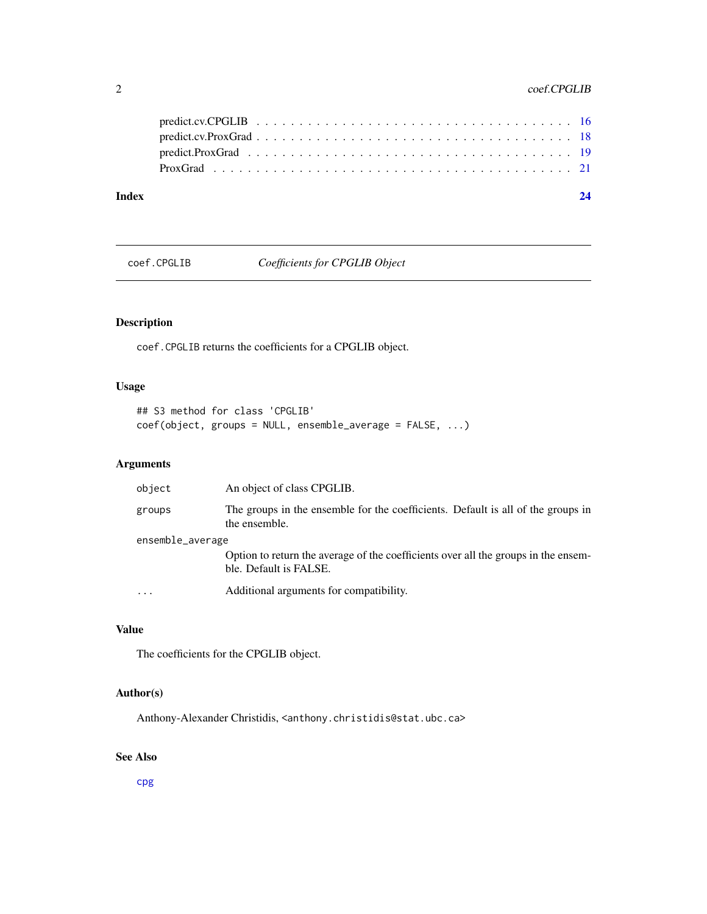predict.cv.CPGLIB . . . . . . . . . . . . . . . . . . . . . . . . . . . . . . . . . . . 16
predict.cv.ProxGrad . . . . . . . . . . . . . . . . . . . . . . . . . . . . . . . . . . . 18
predict.ProxGrad . . . . . . . . . . . . . . . . . . . . . . . . . . . . . . . . . . . . 19
ProxGrad . . . . . . . . . . . . . . . . . . . . . . . . . . . . . . . . . . . . . . . . 21

**Index** **24**

---

## coef.CPGLIB — *Coefficients for CPGLIB Object*

### Description

`coef.CPGLIB` returns the coefficients for a CPGLIB object.

### Usage

```
## S3 method for class 'CPGLIB'
coef(object, groups = NULL, ensemble_average = FALSE, ...)
```

### Arguments

| | |
|---|---|
| `object` | An object of class CPGLIB. |
| `groups` | The groups in the ensemble for the coefficients. Default is all of the groups in the ensemble. |
| `ensemble_average` | Option to return the average of the coefficients over all the groups in the ensemble. Default is FALSE. |
| `...` | Additional arguments for compatibility. |

### Value

The coefficients for the CPGLIB object.

### Author(s)

Anthony-Alexander Christidis, <anthony.christidis@stat.ubc.ca>

### See Also

`cpg`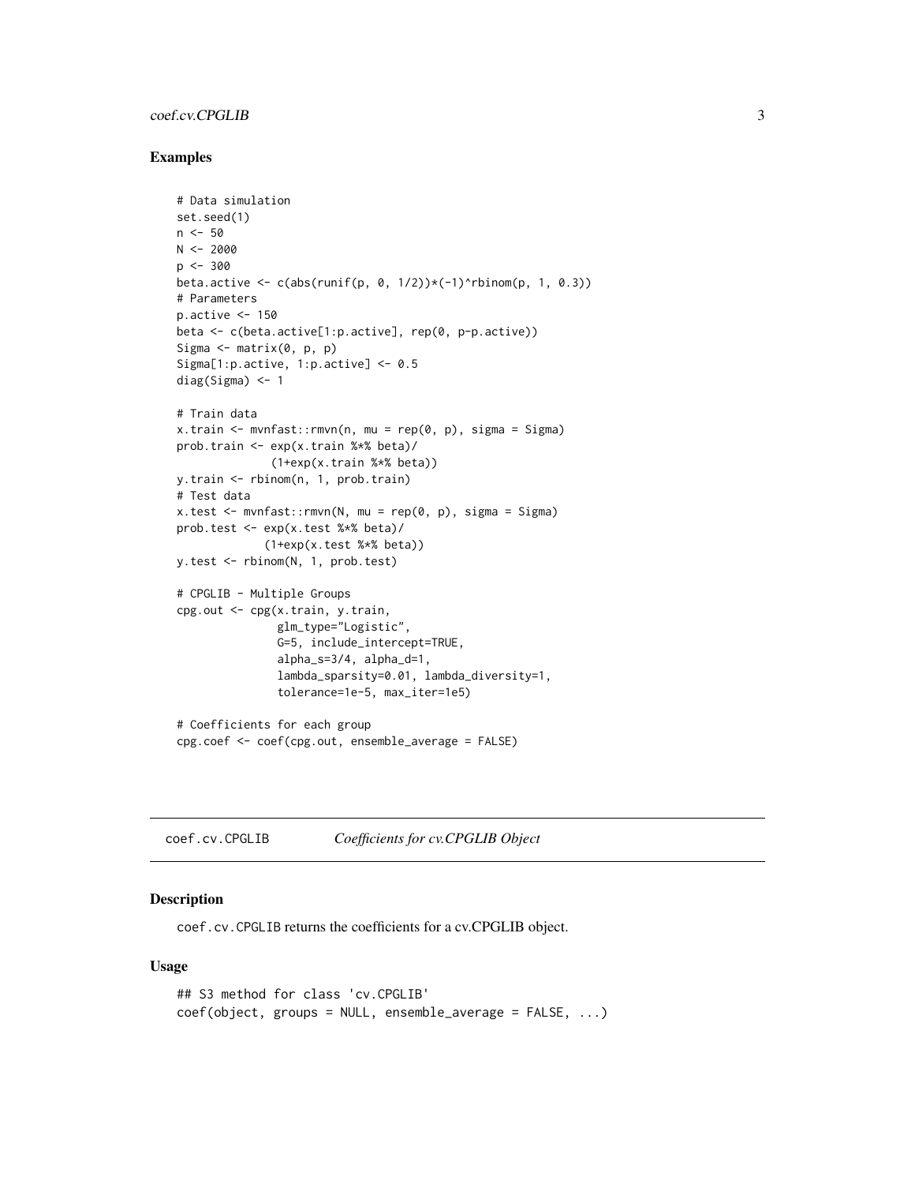### Examples

```
# Data simulation
set.seed(1)
n <- 50
N <- 2000
p <- 300
beta.active <- c(abs(runif(p, 0, 1/2))*(-1)^rbinom(p, 1, 0.3))
# Parameters
p.active <- 150
beta <- c(beta.active[1:p.active], rep(0, p-p.active))
Sigma <- matrix(0, p, p)
Sigma[1:p.active, 1:p.active] <- 0.5
diag(Sigma) <- 1

# Train data
x.train <- mvnfast::rmvn(n, mu = rep(0, p), sigma = Sigma)
prob.train <- exp(x.train %*% beta)/
              (1+exp(x.train %*% beta))
y.train <- rbinom(n, 1, prob.train)
# Test data
x.test <- mvnfast::rmvn(N, mu = rep(0, p), sigma = Sigma)
prob.test <- exp(x.test %*% beta)/
             (1+exp(x.test %*% beta))
y.test <- rbinom(N, 1, prob.test)

# CPGLIB - Multiple Groups
cpg.out <- cpg(x.train, y.train,
               glm_type="Logistic",
               G=5, include_intercept=TRUE,
               alpha_s=3/4, alpha_d=1,
               lambda_sparsity=0.01, lambda_diversity=1,
               tolerance=1e-5, max_iter=1e5)

# Coefficients for each group
cpg.coef <- coef(cpg.out, ensemble_average = FALSE)
```

## coef.cv.CPGLIB — *Coefficients for cv.CPGLIB Object*

### Description

coef.cv.CPGLIB returns the coefficients for a cv.CPGLIB object.

### Usage

```
## S3 method for class 'cv.CPGLIB'
coef(object, groups = NULL, ensemble_average = FALSE, ...)
```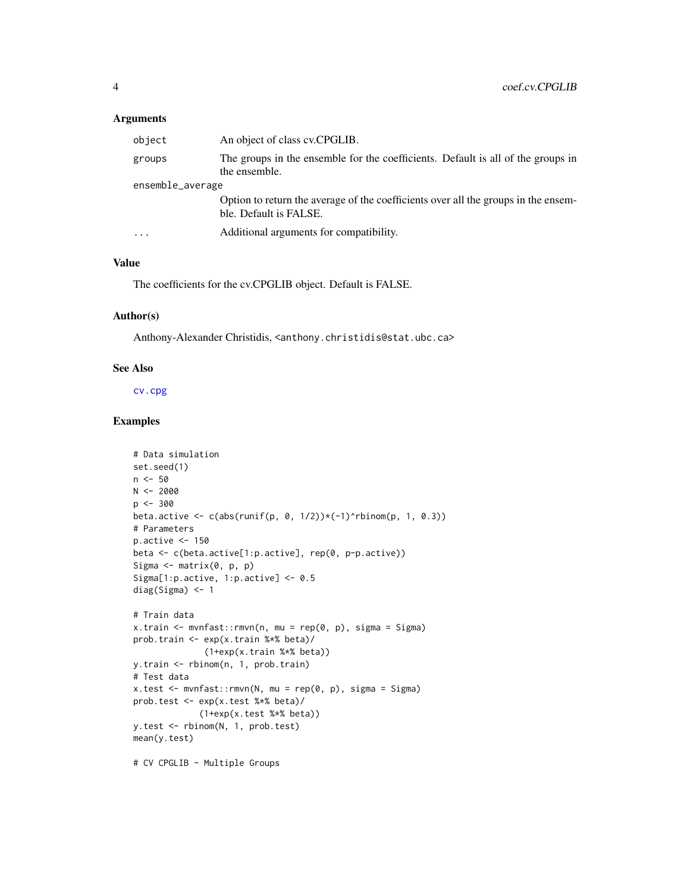### Arguments

| | |
|---|---|
| `object` | An object of class cv.CPGLIB. |
| `groups` | The groups in the ensemble for the coefficients. Default is all of the groups in the ensemble. |
| `ensemble_average` | Option to return the average of the coefficients over all the groups in the ensemble. Default is FALSE. |
| `...` | Additional arguments for compatibility. |

### Value

The coefficients for the cv.CPGLIB object. Default is FALSE.

### Author(s)

Anthony-Alexander Christidis, <anthony.christidis@stat.ubc.ca>

### See Also

`cv.cpg`

### Examples

```
# Data simulation
set.seed(1)
n <- 50
N <- 2000
p <- 300
beta.active <- c(abs(runif(p, 0, 1/2))*(-1)^rbinom(p, 1, 0.3))
# Parameters
p.active <- 150
beta <- c(beta.active[1:p.active], rep(0, p-p.active))
Sigma <- matrix(0, p, p)
Sigma[1:p.active, 1:p.active] <- 0.5
diag(Sigma) <- 1

# Train data
x.train <- mvnfast::rmvn(n, mu = rep(0, p), sigma = Sigma)
prob.train <- exp(x.train %*% beta)/
              (1+exp(x.train %*% beta))
y.train <- rbinom(n, 1, prob.train)
# Test data
x.test <- mvnfast::rmvn(N, mu = rep(0, p), sigma = Sigma)
prob.test <- exp(x.test %*% beta)/
             (1+exp(x.test %*% beta))
y.test <- rbinom(N, 1, prob.test)
mean(y.test)

# CV CPGLIB - Multiple Groups
```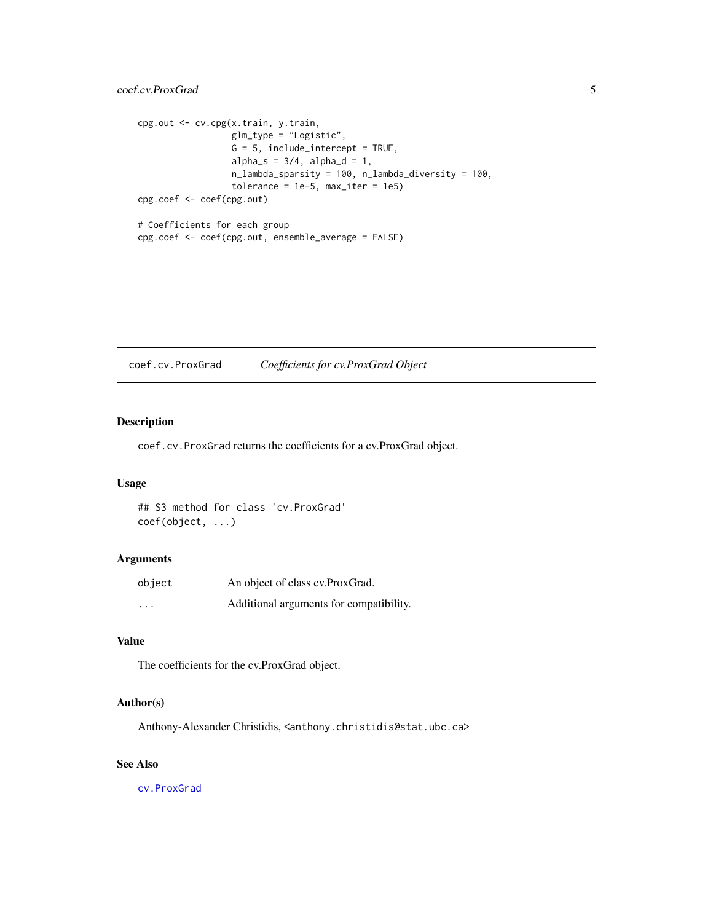```
cpg.out <- cv.cpg(x.train, y.train,
                  glm_type = "Logistic",
                  G = 5, include_intercept = TRUE,
                  alpha_s = 3/4, alpha_d = 1,
                  n_lambda_sparsity = 100, n_lambda_diversity = 100,
                  tolerance = 1e-5, max_iter = 1e5)
cpg.coef <- coef(cpg.out)

# Coefficients for each group
cpg.coef <- coef(cpg.out, ensemble_average = FALSE)
```

---

## coef.cv.ProxGrad — *Coefficients for cv.ProxGrad Object*

### Description

`coef.cv.ProxGrad` returns the coefficients for a cv.ProxGrad object.

### Usage

```
## S3 method for class 'cv.ProxGrad'
coef(object, ...)
```

### Arguments

| | |
|---|---|
| `object` | An object of class cv.ProxGrad. |
| `...` | Additional arguments for compatibility. |

### Value

The coefficients for the cv.ProxGrad object.

### Author(s)

Anthony-Alexander Christidis, <anthony.christidis@stat.ubc.ca>

### See Also

`cv.ProxGrad`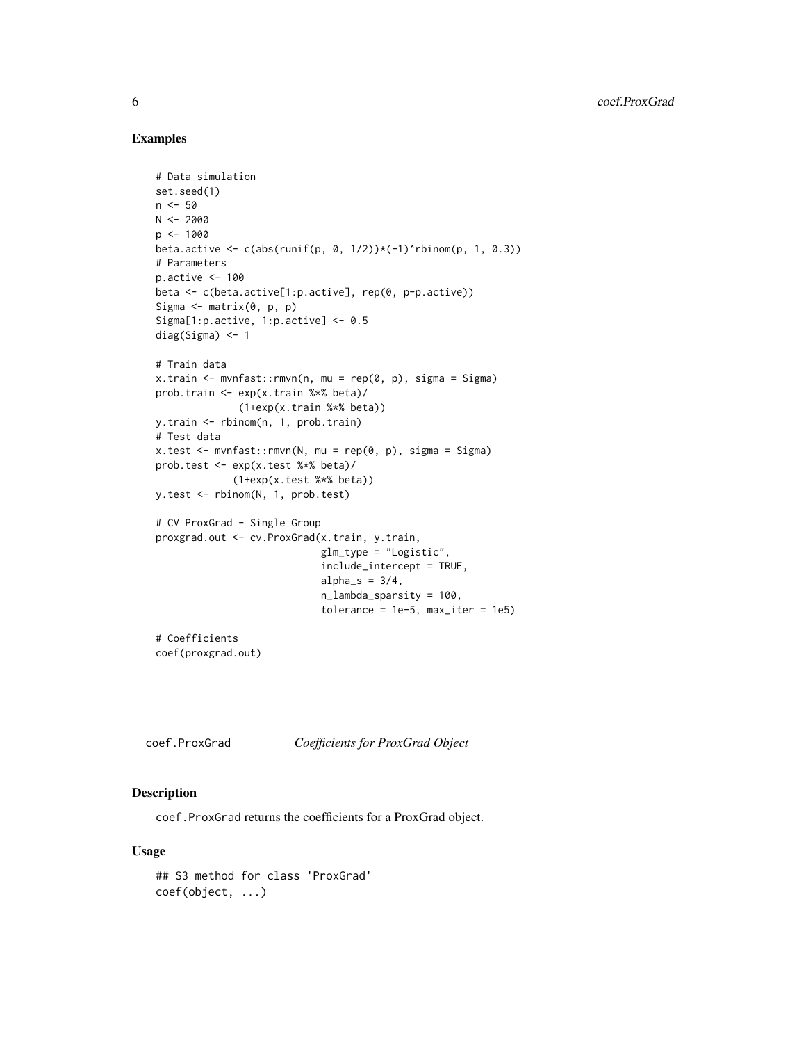## Examples

```
# Data simulation
set.seed(1)
n <- 50
N <- 2000
p <- 1000
beta.active <- c(abs(runif(p, 0, 1/2))*(-1)^rbinom(p, 1, 0.3))
# Parameters
p.active <- 100
beta <- c(beta.active[1:p.active], rep(0, p-p.active))
Sigma <- matrix(0, p, p)
Sigma[1:p.active, 1:p.active] <- 0.5
diag(Sigma) <- 1

# Train data
x.train <- mvnfast::rmvn(n, mu = rep(0, p), sigma = Sigma)
prob.train <- exp(x.train %*% beta)/
              (1+exp(x.train %*% beta))
y.train <- rbinom(n, 1, prob.train)
# Test data
x.test <- mvnfast::rmvn(N, mu = rep(0, p), sigma = Sigma)
prob.test <- exp(x.test %*% beta)/
             (1+exp(x.test %*% beta))
y.test <- rbinom(N, 1, prob.test)

# CV ProxGrad - Single Group
proxgrad.out <- cv.ProxGrad(x.train, y.train,
                            glm_type = "Logistic",
                            include_intercept = TRUE,
                            alpha_s = 3/4,
                            n_lambda_sparsity = 100,
                            tolerance = 1e-5, max_iter = 1e5)

# Coefficients
coef(proxgrad.out)
```

---

# coef.ProxGrad — *Coefficients for ProxGrad Object*

## Description

coef.ProxGrad returns the coefficients for a ProxGrad object.

## Usage

```
## S3 method for class 'ProxGrad'
coef(object, ...)
```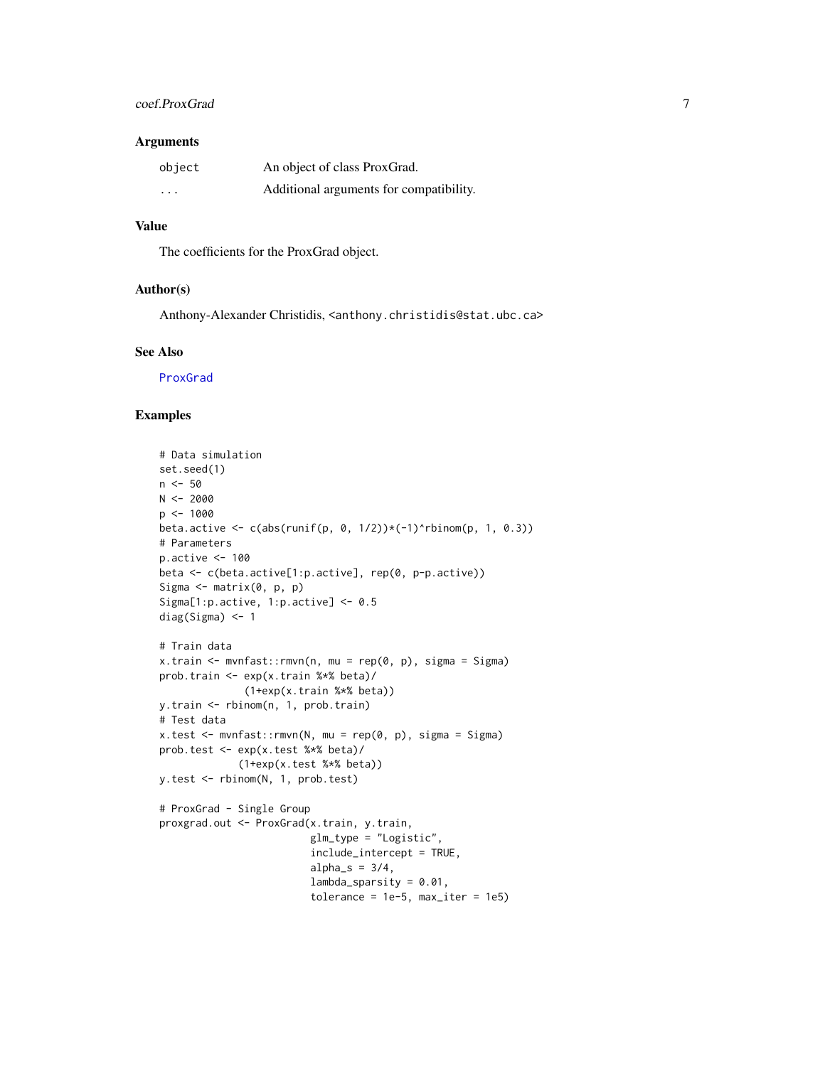### Arguments

| | |
|---|---|
| `object` | An object of class ProxGrad. |
| `...` | Additional arguments for compatibility. |

### Value

The coefficients for the ProxGrad object.

### Author(s)

Anthony-Alexander Christidis, <anthony.christidis@stat.ubc.ca>

### See Also

ProxGrad

### Examples

```
# Data simulation
set.seed(1)
n <- 50
N <- 2000
p <- 1000
beta.active <- c(abs(runif(p, 0, 1/2))*(-1)^rbinom(p, 1, 0.3))
# Parameters
p.active <- 100
beta <- c(beta.active[1:p.active], rep(0, p-p.active))
Sigma <- matrix(0, p, p)
Sigma[1:p.active, 1:p.active] <- 0.5
diag(Sigma) <- 1

# Train data
x.train <- mvnfast::rmvn(n, mu = rep(0, p), sigma = Sigma)
prob.train <- exp(x.train %*% beta)/
              (1+exp(x.train %*% beta))
y.train <- rbinom(n, 1, prob.train)
# Test data
x.test <- mvnfast::rmvn(N, mu = rep(0, p), sigma = Sigma)
prob.test <- exp(x.test %*% beta)/
             (1+exp(x.test %*% beta))
y.test <- rbinom(N, 1, prob.test)

# ProxGrad - Single Group
proxgrad.out <- ProxGrad(x.train, y.train,
                         glm_type = "Logistic",
                         include_intercept = TRUE,
                         alpha_s = 3/4,
                         lambda_sparsity = 0.01,
                         tolerance = 1e-5, max_iter = 1e5)
```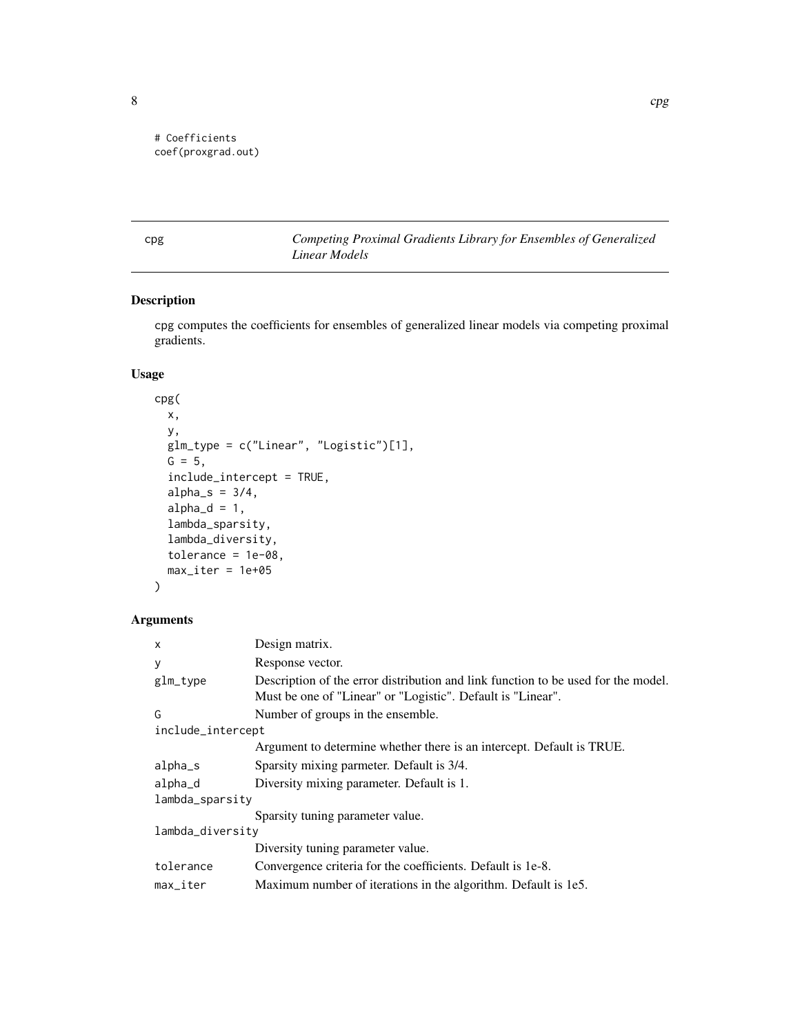```
# Coefficients
coef(proxgrad.out)
```

## cpg — *Competing Proximal Gradients Library for Ensembles of Generalized Linear Models*

### Description

cpg computes the coefficients for ensembles of generalized linear models via competing proximal gradients.

### Usage

```
cpg(
  x,
  y,
  glm_type = c("Linear", "Logistic")[1],
  G = 5,
  include_intercept = TRUE,
  alpha_s = 3/4,
  alpha_d = 1,
  lambda_sparsity,
  lambda_diversity,
  tolerance = 1e-08,
  max_iter = 1e+05
)
```

### Arguments

| Argument | Description |
|---|---|
| x | Design matrix. |
| y | Response vector. |
| glm_type | Description of the error distribution and link function to be used for the model. Must be one of "Linear" or "Logistic". Default is "Linear". |
| G | Number of groups in the ensemble. |
| include_intercept | Argument to determine whether there is an intercept. Default is TRUE. |
| alpha_s | Sparsity mixing parmeter. Default is 3/4. |
| alpha_d | Diversity mixing parameter. Default is 1. |
| lambda_sparsity | Sparsity tuning parameter value. |
| lambda_diversity | Diversity tuning parameter value. |
| tolerance | Convergence criteria for the coefficients. Default is 1e-8. |
| max_iter | Maximum number of iterations in the algorithm. Default is 1e5. |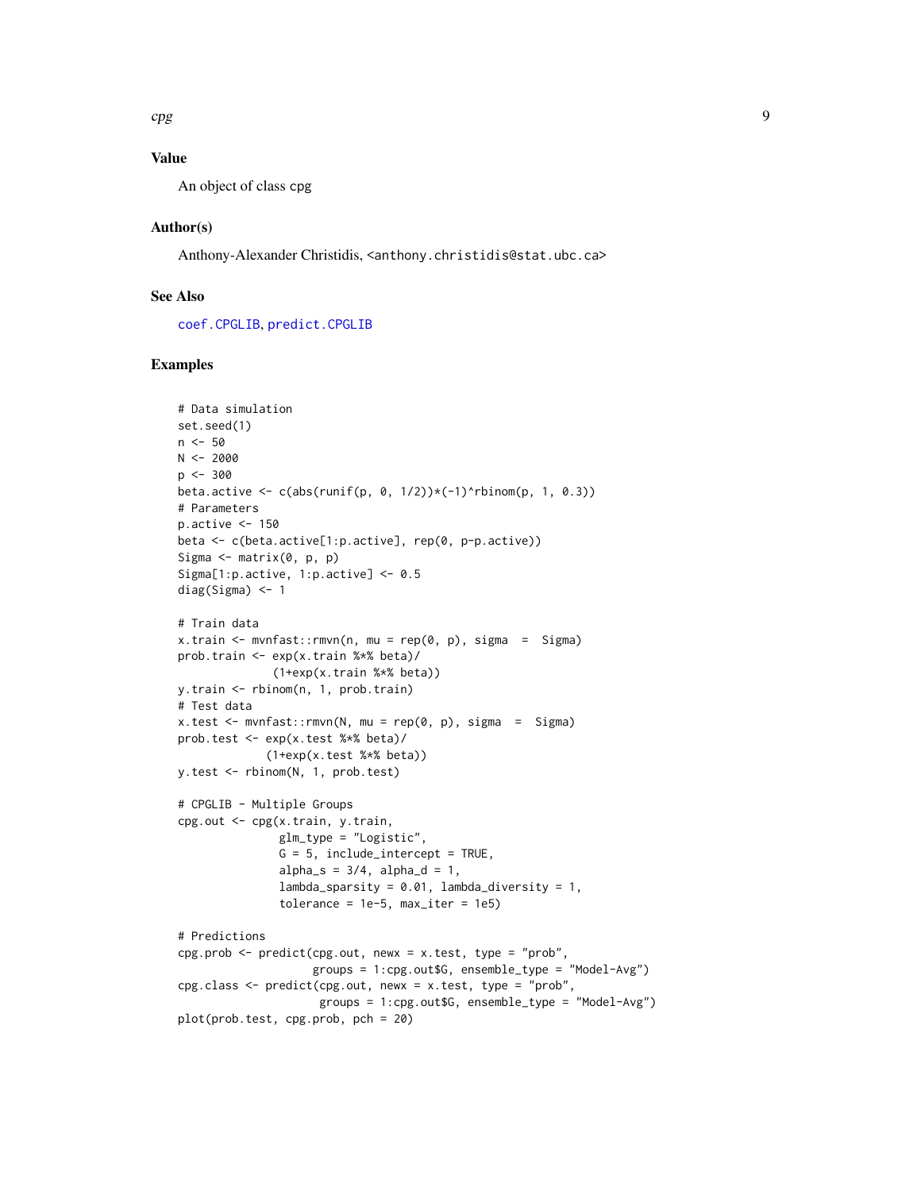## Value

An object of class cpg

## Author(s)

Anthony-Alexander Christidis, <anthony.christidis@stat.ubc.ca>

## See Also

coef.CPGLIB, predict.CPGLIB

## Examples

```
# Data simulation
set.seed(1)
n <- 50
N <- 2000
p <- 300
beta.active <- c(abs(runif(p, 0, 1/2))*(-1)^rbinom(p, 1, 0.3))
# Parameters
p.active <- 150
beta <- c(beta.active[1:p.active], rep(0, p-p.active))
Sigma <- matrix(0, p, p)
Sigma[1:p.active, 1:p.active] <- 0.5
diag(Sigma) <- 1

# Train data
x.train <- mvnfast::rmvn(n, mu = rep(0, p), sigma  =  Sigma)
prob.train <- exp(x.train %*% beta)/
              (1+exp(x.train %*% beta))
y.train <- rbinom(n, 1, prob.train)
# Test data
x.test <- mvnfast::rmvn(N, mu = rep(0, p), sigma  =  Sigma)
prob.test <- exp(x.test %*% beta)/
             (1+exp(x.test %*% beta))
y.test <- rbinom(N, 1, prob.test)

# CPGLIB - Multiple Groups
cpg.out <- cpg(x.train, y.train,
               glm_type = "Logistic",
               G = 5, include_intercept = TRUE,
               alpha_s = 3/4, alpha_d = 1,
               lambda_sparsity = 0.01, lambda_diversity = 1,
               tolerance = 1e-5, max_iter = 1e5)

# Predictions
cpg.prob <- predict(cpg.out, newx = x.test, type = "prob",
                    groups = 1:cpg.out$G, ensemble_type = "Model-Avg")
cpg.class <- predict(cpg.out, newx = x.test, type = "prob",
                     groups = 1:cpg.out$G, ensemble_type = "Model-Avg")
plot(prob.test, cpg.prob, pch = 20)
```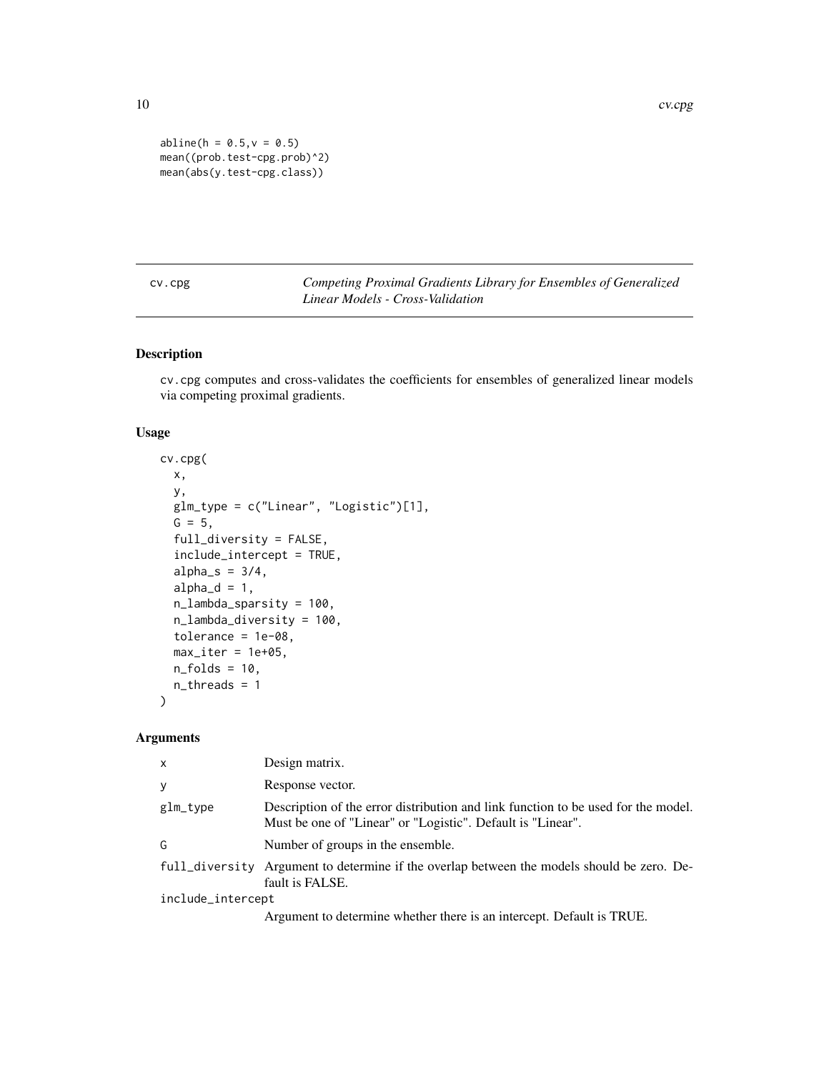```
abline(h = 0.5,v = 0.5)
mean((prob.test-cpg.prob)^2)
mean(abs(y.test-cpg.class))
```

## cv.cpg — *Competing Proximal Gradients Library for Ensembles of Generalized Linear Models - Cross-Validation*

### Description

cv.cpg computes and cross-validates the coefficients for ensembles of generalized linear models via competing proximal gradients.

### Usage

```
cv.cpg(
  x,
  y,
  glm_type = c("Linear", "Logistic")[1],
  G = 5,
  full_diversity = FALSE,
  include_intercept = TRUE,
  alpha_s = 3/4,
  alpha_d = 1,
  n_lambda_sparsity = 100,
  n_lambda_diversity = 100,
  tolerance = 1e-08,
  max_iter = 1e+05,
  n_folds = 10,
  n_threads = 1
)
```

### Arguments

| | |
|---|---|
| x | Design matrix. |
| y | Response vector. |
| glm_type | Description of the error distribution and link function to be used for the model. Must be one of "Linear" or "Logistic". Default is "Linear". |
| G | Number of groups in the ensemble. |
| full_diversity | Argument to determine if the overlap between the models should be zero. Default is FALSE. |
| include_intercept | Argument to determine whether there is an intercept. Default is TRUE. |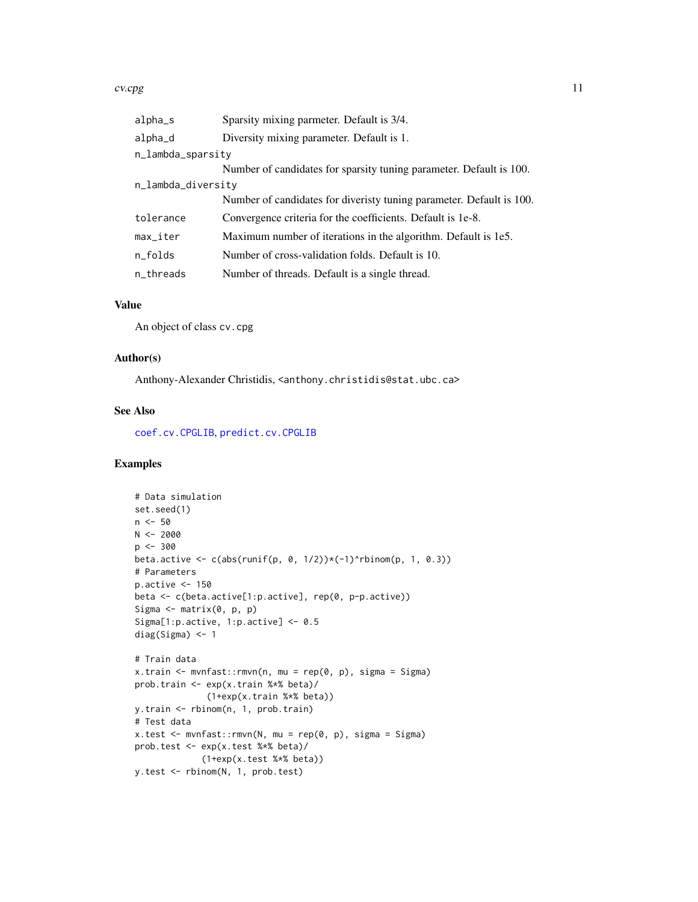| | |
|---|---|
| alpha_s | Sparsity mixing parmeter. Default is 3/4. |
| alpha_d | Diversity mixing parameter. Default is 1. |
| n_lambda_sparsity | Number of candidates for sparsity tuning parameter. Default is 100. |
| n_lambda_diversity | Number of candidates for diveristy tuning parameter. Default is 100. |
| tolerance | Convergence criteria for the coefficients. Default is 1e-8. |
| max_iter | Maximum number of iterations in the algorithm. Default is 1e5. |
| n_folds | Number of cross-validation folds. Default is 10. |
| n_threads | Number of threads. Default is a single thread. |

### Value

An object of class cv.cpg

### Author(s)

Anthony-Alexander Christidis, <anthony.christidis@stat.ubc.ca>

### See Also

coef.cv.CPGLIB, predict.cv.CPGLIB

### Examples

```
# Data simulation
set.seed(1)
n <- 50
N <- 2000
p <- 300
beta.active <- c(abs(runif(p, 0, 1/2))*(-1)^rbinom(p, 1, 0.3))
# Parameters
p.active <- 150
beta <- c(beta.active[1:p.active], rep(0, p-p.active))
Sigma <- matrix(0, p, p)
Sigma[1:p.active, 1:p.active] <- 0.5
diag(Sigma) <- 1

# Train data
x.train <- mvnfast::rmvn(n, mu = rep(0, p), sigma = Sigma)
prob.train <- exp(x.train %*% beta)/
              (1+exp(x.train %*% beta))
y.train <- rbinom(n, 1, prob.train)
# Test data
x.test <- mvnfast::rmvn(N, mu = rep(0, p), sigma = Sigma)
prob.test <- exp(x.test %*% beta)/
             (1+exp(x.test %*% beta))
y.test <- rbinom(N, 1, prob.test)
```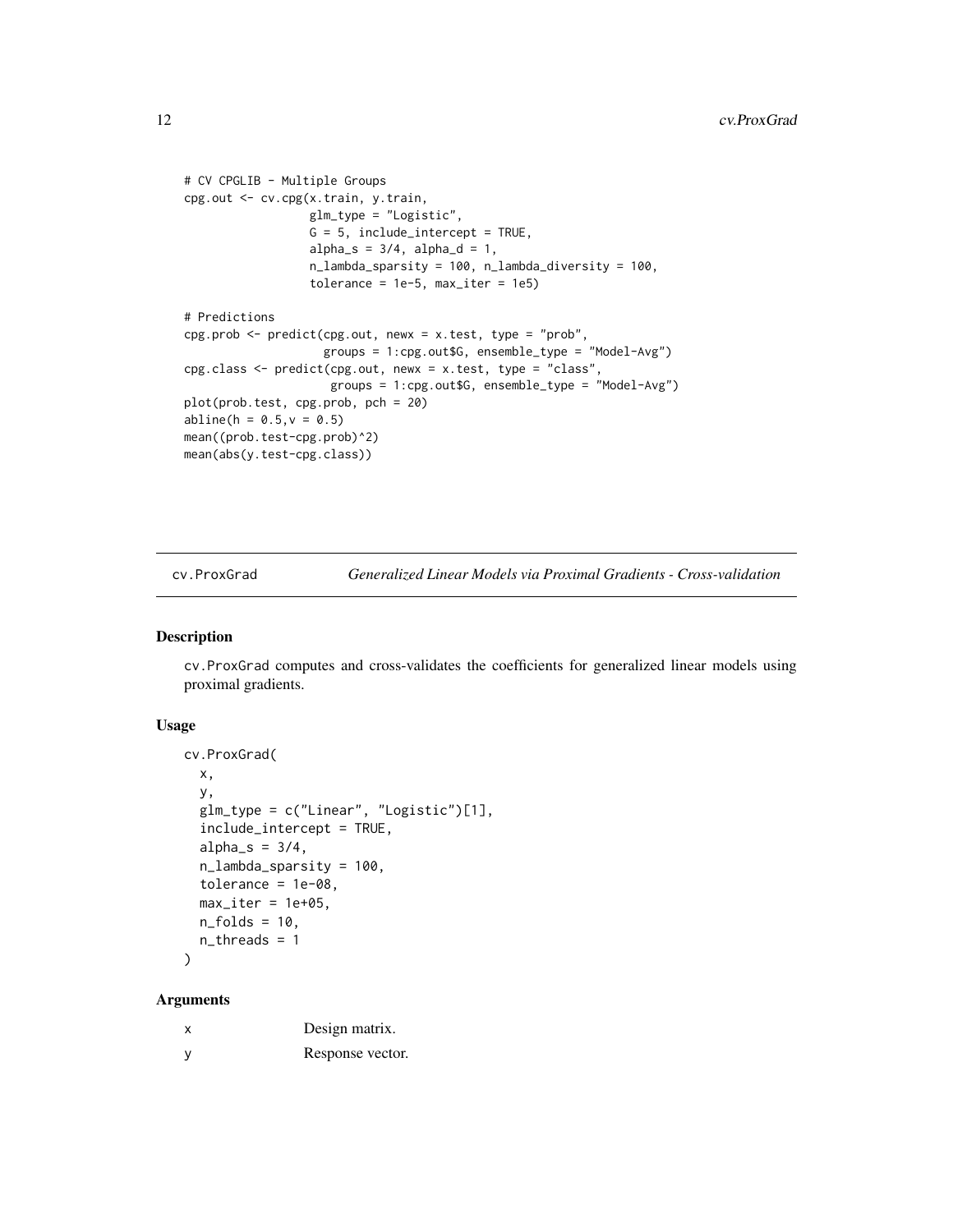```
# CV CPGLIB - Multiple Groups
cpg.out <- cv.cpg(x.train, y.train,
                  glm_type = "Logistic",
                  G = 5, include_intercept = TRUE,
                  alpha_s = 3/4, alpha_d = 1,
                  n_lambda_sparsity = 100, n_lambda_diversity = 100,
                  tolerance = 1e-5, max_iter = 1e5)

# Predictions
cpg.prob <- predict(cpg.out, newx = x.test, type = "prob",
                    groups = 1:cpg.out$G, ensemble_type = "Model-Avg")
cpg.class <- predict(cpg.out, newx = x.test, type = "class",
                     groups = 1:cpg.out$G, ensemble_type = "Model-Avg")
plot(prob.test, cpg.prob, pch = 20)
abline(h = 0.5,v = 0.5)
mean((prob.test-cpg.prob)^2)
mean(abs(y.test-cpg.class))
```

## cv.ProxGrad — *Generalized Linear Models via Proximal Gradients - Cross-validation*

### Description

cv.ProxGrad computes and cross-validates the coefficients for generalized linear models using proximal gradients.

### Usage

```
cv.ProxGrad(
  x,
  y,
  glm_type = c("Linear", "Logistic")[1],
  include_intercept = TRUE,
  alpha_s = 3/4,
  n_lambda_sparsity = 100,
  tolerance = 1e-08,
  max_iter = 1e+05,
  n_folds = 10,
  n_threads = 1
)
```

### Arguments

| | |
|---|---|
| x | Design matrix. |
| y | Response vector. |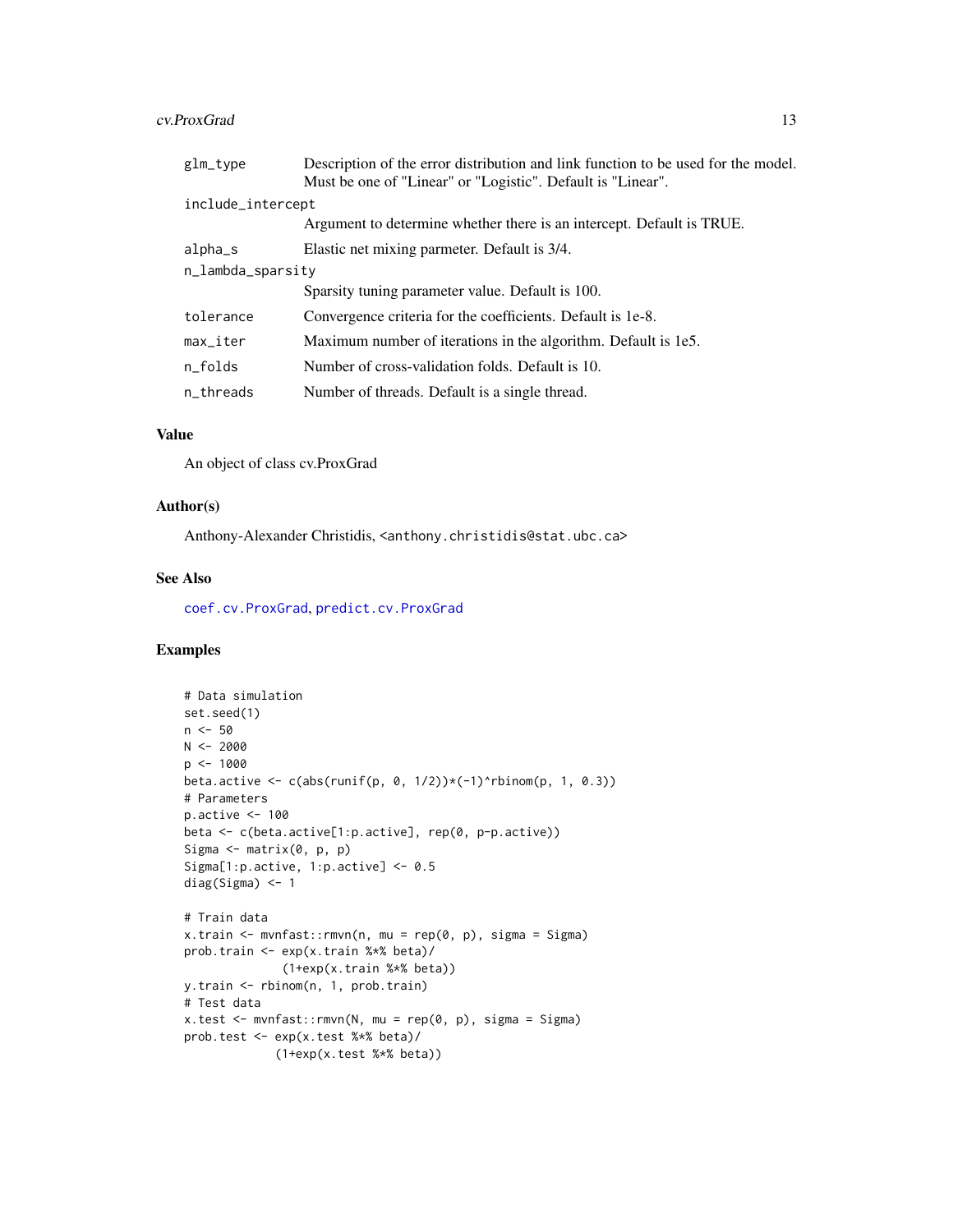| | |
|---|---|
| glm_type | Description of the error distribution and link function to be used for the model. Must be one of "Linear" or "Logistic". Default is "Linear". |
| include_intercept | Argument to determine whether there is an intercept. Default is TRUE. |
| alpha_s | Elastic net mixing parmeter. Default is 3/4. |
| n_lambda_sparsity | Sparsity tuning parameter value. Default is 100. |
| tolerance | Convergence criteria for the coefficients. Default is 1e-8. |
| max_iter | Maximum number of iterations in the algorithm. Default is 1e5. |
| n_folds | Number of cross-validation folds. Default is 10. |
| n_threads | Number of threads. Default is a single thread. |

## Value

An object of class cv.ProxGrad

## Author(s)

Anthony-Alexander Christidis, <anthony.christidis@stat.ubc.ca>

## See Also

coef.cv.ProxGrad, predict.cv.ProxGrad

## Examples

```
# Data simulation
set.seed(1)
n <- 50
N <- 2000
p <- 1000
beta.active <- c(abs(runif(p, 0, 1/2))*(-1)^rbinom(p, 1, 0.3))
# Parameters
p.active <- 100
beta <- c(beta.active[1:p.active], rep(0, p-p.active))
Sigma <- matrix(0, p, p)
Sigma[1:p.active, 1:p.active] <- 0.5
diag(Sigma) <- 1

# Train data
x.train <- mvnfast::rmvn(n, mu = rep(0, p), sigma = Sigma)
prob.train <- exp(x.train %*% beta)/
              (1+exp(x.train %*% beta))
y.train <- rbinom(n, 1, prob.train)
# Test data
x.test <- mvnfast::rmvn(N, mu = rep(0, p), sigma = Sigma)
prob.test <- exp(x.test %*% beta)/
             (1+exp(x.test %*% beta))
```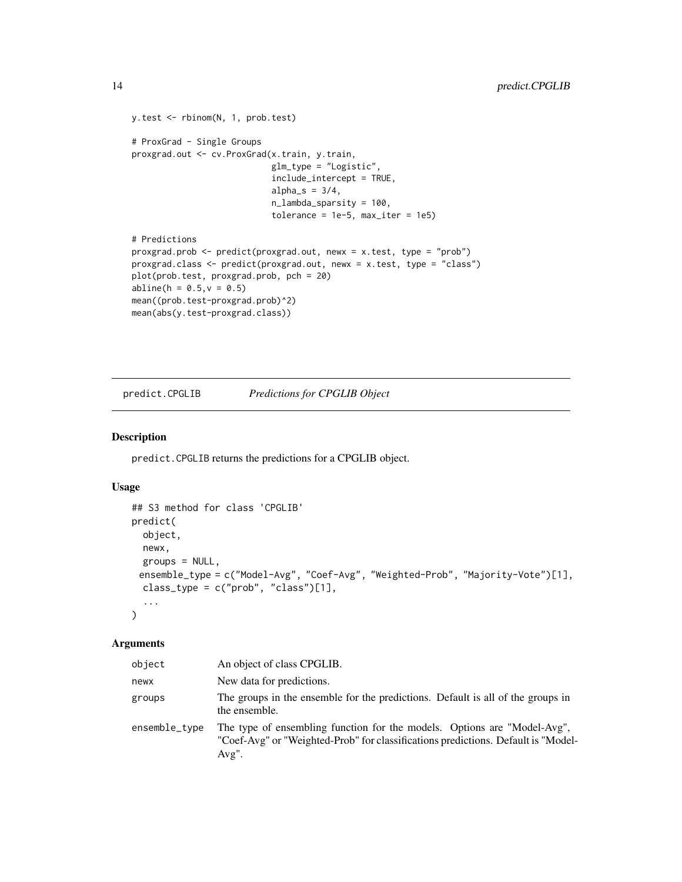```
y.test <- rbinom(N, 1, prob.test)

# ProxGrad - Single Groups
proxgrad.out <- cv.ProxGrad(x.train, y.train,
                            glm_type = "Logistic",
                            include_intercept = TRUE,
                            alpha_s = 3/4,
                            n_lambda_sparsity = 100,
                            tolerance = 1e-5, max_iter = 1e5)

# Predictions
proxgrad.prob <- predict(proxgrad.out, newx = x.test, type = "prob")
proxgrad.class <- predict(proxgrad.out, newx = x.test, type = "class")
plot(prob.test, proxgrad.prob, pch = 20)
abline(h = 0.5,v = 0.5)
mean((prob.test-proxgrad.prob)^2)
mean(abs(y.test-proxgrad.class))
```

## predict.CPGLIB *Predictions for CPGLIB Object*

### Description

predict.CPGLIB returns the predictions for a CPGLIB object.

### Usage

```
## S3 method for class 'CPGLIB'
predict(
  object,
  newx,
  groups = NULL,
 ensemble_type = c("Model-Avg", "Coef-Avg", "Weighted-Prob", "Majority-Vote")[1],
  class_type = c("prob", "class")[1],
  ...
)
```

### Arguments

| | |
|---|---|
| object | An object of class CPGLIB. |
| newx | New data for predictions. |
| groups | The groups in the ensemble for the predictions. Default is all of the groups in the ensemble. |
| ensemble_type | The type of ensembling function for the models. Options are "Model-Avg", "Coef-Avg" or "Weighted-Prob" for classifications predictions. Default is "Model-Avg". |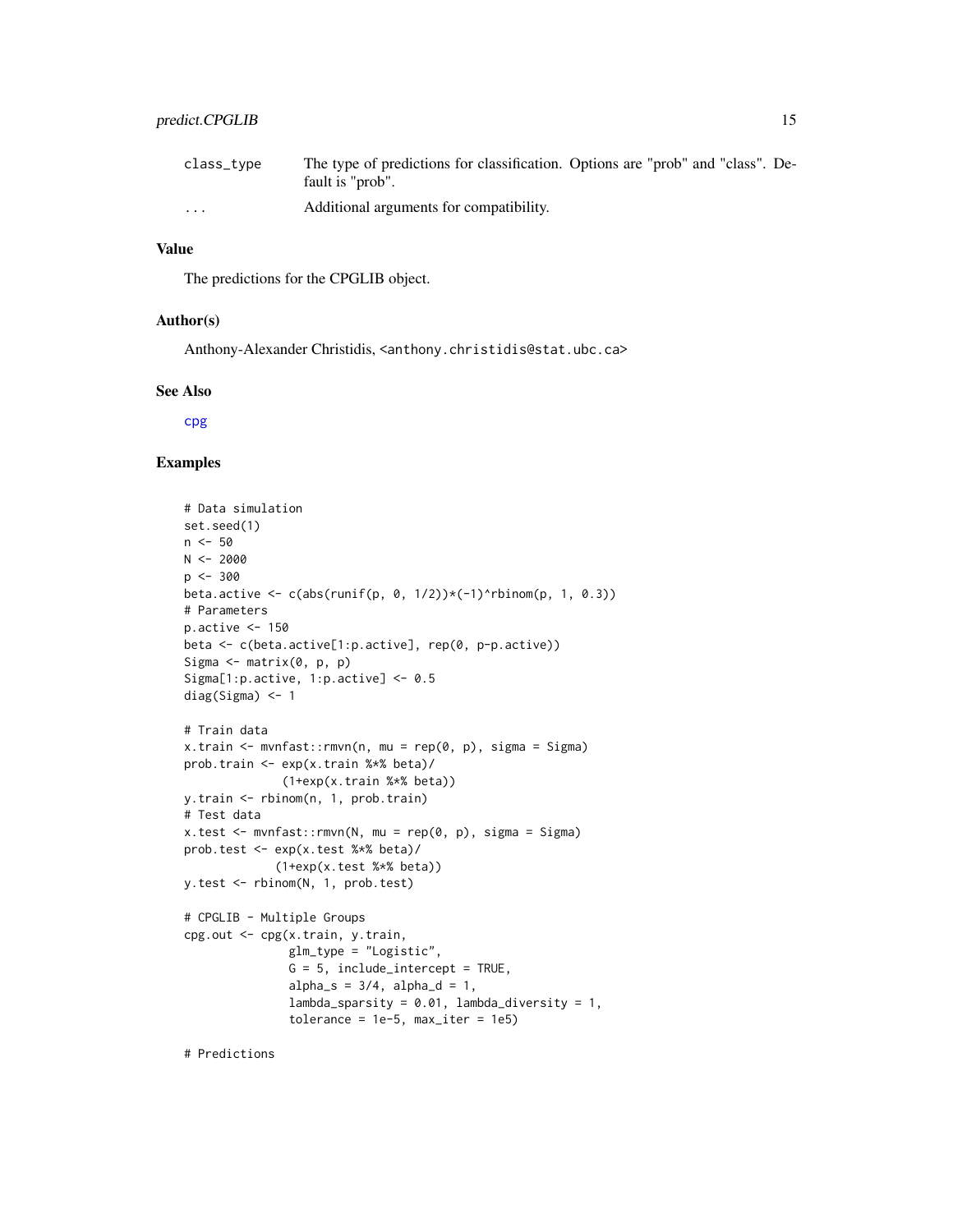| | |
|---|---|
| class_type | The type of predictions for classification. Options are "prob" and "class". Default is "prob". |
| ... | Additional arguments for compatibility. |

### Value

The predictions for the CPGLIB object.

### Author(s)

Anthony-Alexander Christidis, <anthony.christidis@stat.ubc.ca>

### See Also

cpg

### Examples

```
# Data simulation
set.seed(1)
n <- 50
N <- 2000
p <- 300
beta.active <- c(abs(runif(p, 0, 1/2))*(-1)^rbinom(p, 1, 0.3))
# Parameters
p.active <- 150
beta <- c(beta.active[1:p.active], rep(0, p-p.active))
Sigma <- matrix(0, p, p)
Sigma[1:p.active, 1:p.active] <- 0.5
diag(Sigma) <- 1

# Train data
x.train <- mvnfast::rmvn(n, mu = rep(0, p), sigma = Sigma)
prob.train <- exp(x.train %*% beta)/
              (1+exp(x.train %*% beta))
y.train <- rbinom(n, 1, prob.train)
# Test data
x.test <- mvnfast::rmvn(N, mu = rep(0, p), sigma = Sigma)
prob.test <- exp(x.test %*% beta)/
             (1+exp(x.test %*% beta))
y.test <- rbinom(N, 1, prob.test)

# CPGLIB - Multiple Groups
cpg.out <- cpg(x.train, y.train,
               glm_type = "Logistic",
               G = 5, include_intercept = TRUE,
               alpha_s = 3/4, alpha_d = 1,
               lambda_sparsity = 0.01, lambda_diversity = 1,
               tolerance = 1e-5, max_iter = 1e5)

# Predictions
```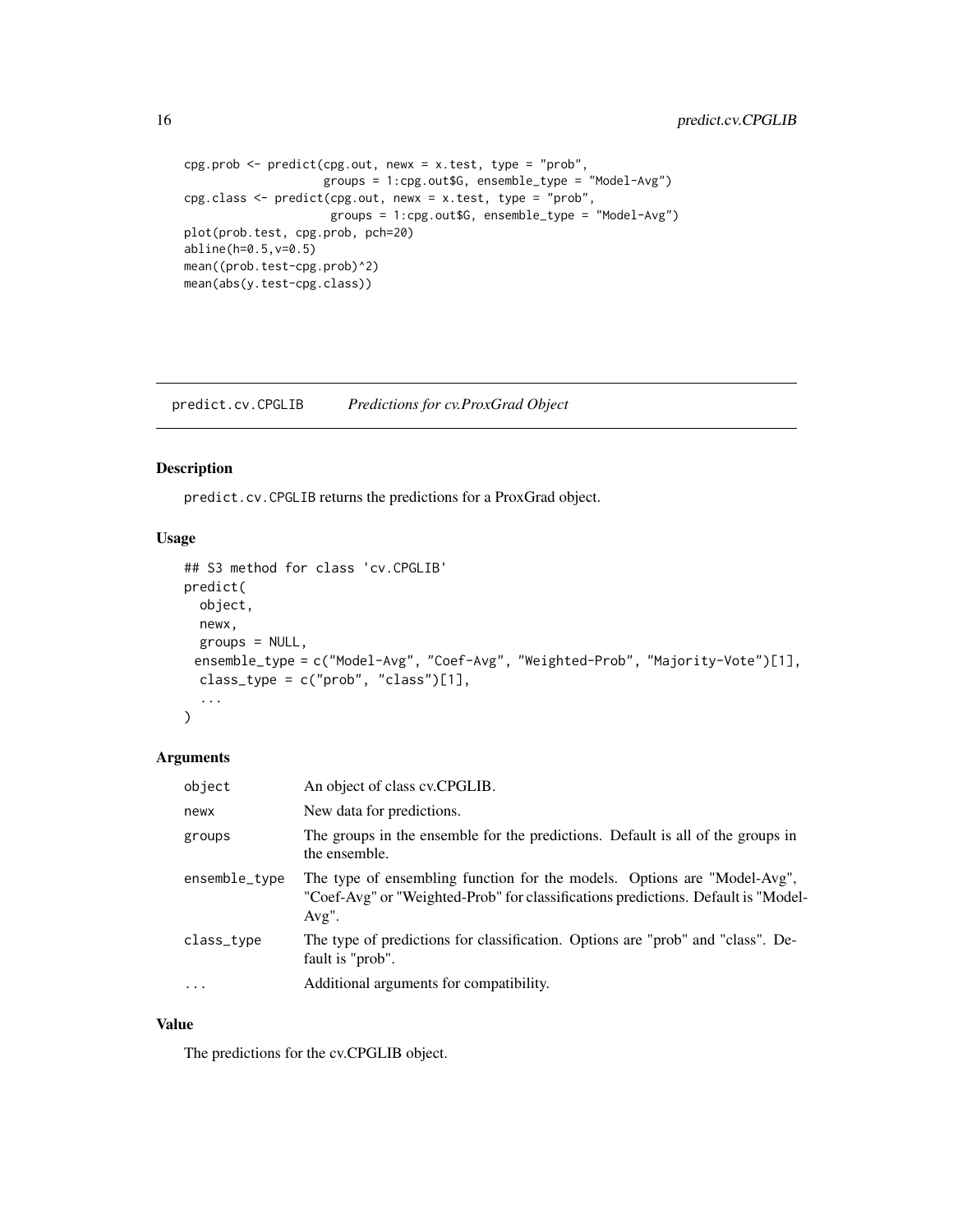```
cpg.prob <- predict(cpg.out, newx = x.test, type = "prob",
                    groups = 1:cpg.out$G, ensemble_type = "Model-Avg")
cpg.class <- predict(cpg.out, newx = x.test, type = "prob",
                     groups = 1:cpg.out$G, ensemble_type = "Model-Avg")
plot(prob.test, cpg.prob, pch=20)
abline(h=0.5,v=0.5)
mean((prob.test-cpg.prob)^2)
mean(abs(y.test-cpg.class))
```

## predict.cv.CPGLIB    *Predictions for cv.ProxGrad Object*

### Description

predict.cv.CPGLIB returns the predictions for a ProxGrad object.

### Usage

```
## S3 method for class 'cv.CPGLIB'
predict(
  object,
  newx,
  groups = NULL,
  ensemble_type = c("Model-Avg", "Coef-Avg", "Weighted-Prob", "Majority-Vote")[1],
  class_type = c("prob", "class")[1],
  ...
)
```

### Arguments

| | |
|---|---|
| object | An object of class cv.CPGLIB. |
| newx | New data for predictions. |
| groups | The groups in the ensemble for the predictions. Default is all of the groups in the ensemble. |
| ensemble_type | The type of ensembling function for the models. Options are "Model-Avg", "Coef-Avg" or "Weighted-Prob" for classifications predictions. Default is "Model-Avg". |
| class_type | The type of predictions for classification. Options are "prob" and "class". Default is "prob". |
| ... | Additional arguments for compatibility. |

### Value

The predictions for the cv.CPGLIB object.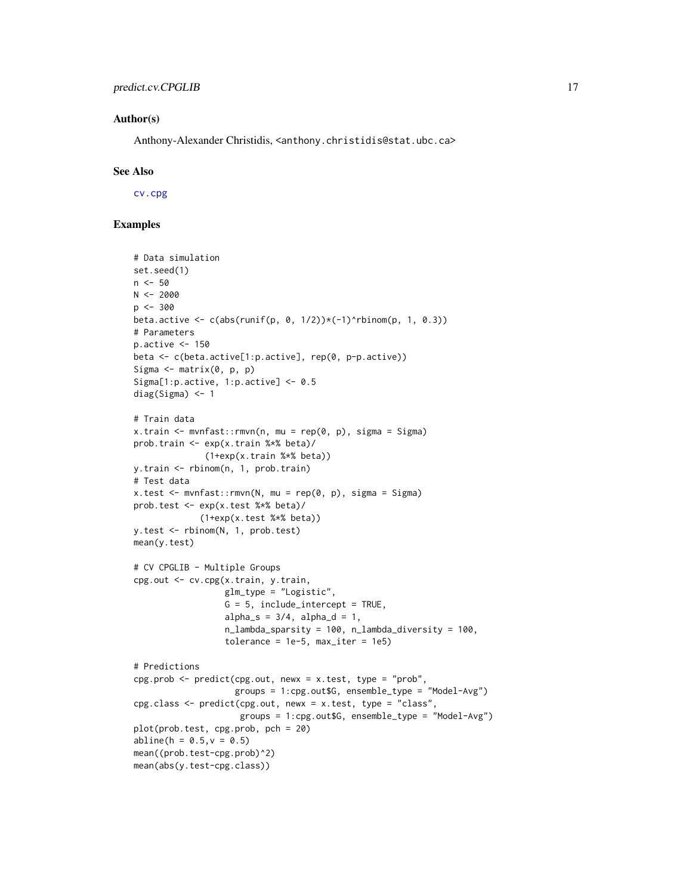## Author(s)

Anthony-Alexander Christidis, <anthony.christidis@stat.ubc.ca>

## See Also

cv.cpg

## Examples

```
# Data simulation
set.seed(1)
n <- 50
N <- 2000
p <- 300
beta.active <- c(abs(runif(p, 0, 1/2))*(-1)^rbinom(p, 1, 0.3))
# Parameters
p.active <- 150
beta <- c(beta.active[1:p.active], rep(0, p-p.active))
Sigma <- matrix(0, p, p)
Sigma[1:p.active, 1:p.active] <- 0.5
diag(Sigma) <- 1

# Train data
x.train <- mvnfast::rmvn(n, mu = rep(0, p), sigma = Sigma)
prob.train <- exp(x.train %*% beta)/
              (1+exp(x.train %*% beta))
y.train <- rbinom(n, 1, prob.train)
# Test data
x.test <- mvnfast::rmvn(N, mu = rep(0, p), sigma = Sigma)
prob.test <- exp(x.test %*% beta)/
             (1+exp(x.test %*% beta))
y.test <- rbinom(N, 1, prob.test)
mean(y.test)

# CV CPGLIB - Multiple Groups
cpg.out <- cv.cpg(x.train, y.train,
                  glm_type = "Logistic",
                  G = 5, include_intercept = TRUE,
                  alpha_s = 3/4, alpha_d = 1,
                  n_lambda_sparsity = 100, n_lambda_diversity = 100,
                  tolerance = 1e-5, max_iter = 1e5)

# Predictions
cpg.prob <- predict(cpg.out, newx = x.test, type = "prob",
                    groups = 1:cpg.out$G, ensemble_type = "Model-Avg")
cpg.class <- predict(cpg.out, newx = x.test, type = "class",
                     groups = 1:cpg.out$G, ensemble_type = "Model-Avg")
plot(prob.test, cpg.prob, pch = 20)
abline(h = 0.5,v = 0.5)
mean((prob.test-cpg.prob)^2)
mean(abs(y.test-cpg.class))
```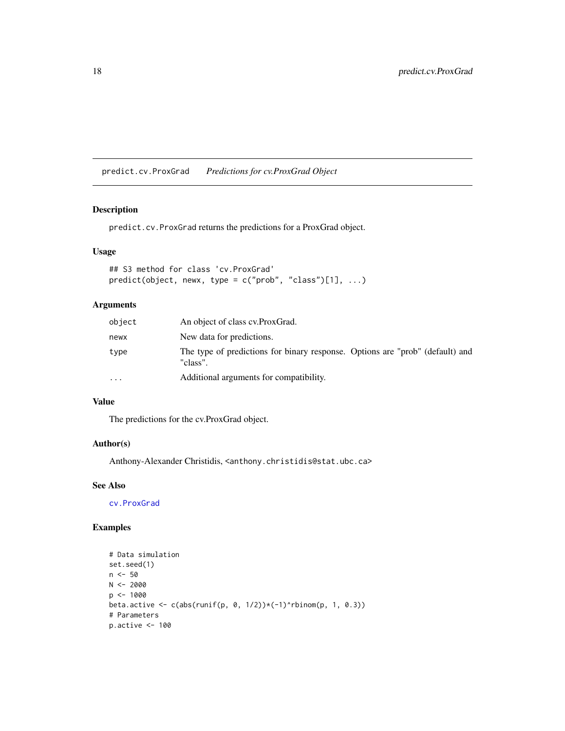## predict.cv.ProxGrad *Predictions for cv.ProxGrad Object*

### Description

`predict.cv.ProxGrad` returns the predictions for a ProxGrad object.

### Usage

```
## S3 method for class 'cv.ProxGrad'
predict(object, newx, type = c("prob", "class")[1], ...)
```

### Arguments

| | |
|---|---|
| `object` | An object of class cv.ProxGrad. |
| `newx` | New data for predictions. |
| `type` | The type of predictions for binary response. Options are "prob" (default) and "class". |
| `...` | Additional arguments for compatibility. |

### Value

The predictions for the cv.ProxGrad object.

### Author(s)

Anthony-Alexander Christidis, <anthony.christidis@stat.ubc.ca>

### See Also

`cv.ProxGrad`

### Examples

```
# Data simulation
set.seed(1)
n <- 50
N <- 2000
p <- 1000
beta.active <- c(abs(runif(p, 0, 1/2))*(-1)^rbinom(p, 1, 0.3))
# Parameters
p.active <- 100
```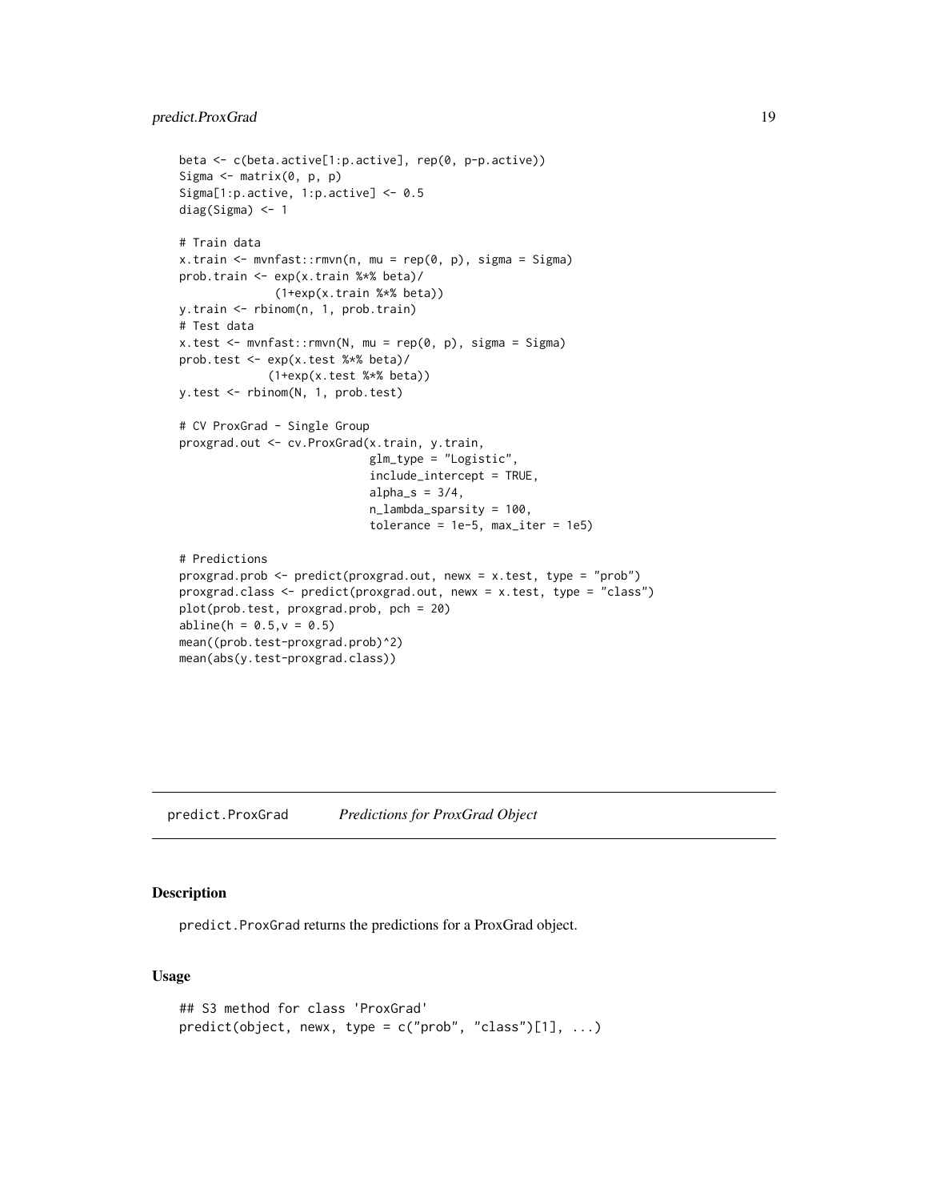```
beta <- c(beta.active[1:p.active], rep(0, p-p.active))
Sigma <- matrix(0, p, p)
Sigma[1:p.active, 1:p.active] <- 0.5
diag(Sigma) <- 1

# Train data
x.train <- mvnfast::rmvn(n, mu = rep(0, p), sigma = Sigma)
prob.train <- exp(x.train %*% beta)/
              (1+exp(x.train %*% beta))
y.train <- rbinom(n, 1, prob.train)
# Test data
x.test <- mvnfast::rmvn(N, mu = rep(0, p), sigma = Sigma)
prob.test <- exp(x.test %*% beta)/
             (1+exp(x.test %*% beta))
y.test <- rbinom(N, 1, prob.test)

# CV ProxGrad - Single Group
proxgrad.out <- cv.ProxGrad(x.train, y.train,
                            glm_type = "Logistic",
                            include_intercept = TRUE,
                            alpha_s = 3/4,
                            n_lambda_sparsity = 100,
                            tolerance = 1e-5, max_iter = 1e5)

# Predictions
proxgrad.prob <- predict(proxgrad.out, newx = x.test, type = "prob")
proxgrad.class <- predict(proxgrad.out, newx = x.test, type = "class")
plot(prob.test, proxgrad.prob, pch = 20)
abline(h = 0.5,v = 0.5)
mean((prob.test-proxgrad.prob)^2)
mean(abs(y.test-proxgrad.class))
```

## predict.ProxGrad — *Predictions for ProxGrad Object*

### Description

predict.ProxGrad returns the predictions for a ProxGrad object.

### Usage

```
## S3 method for class 'ProxGrad'
predict(object, newx, type = c("prob", "class")[1], ...)
```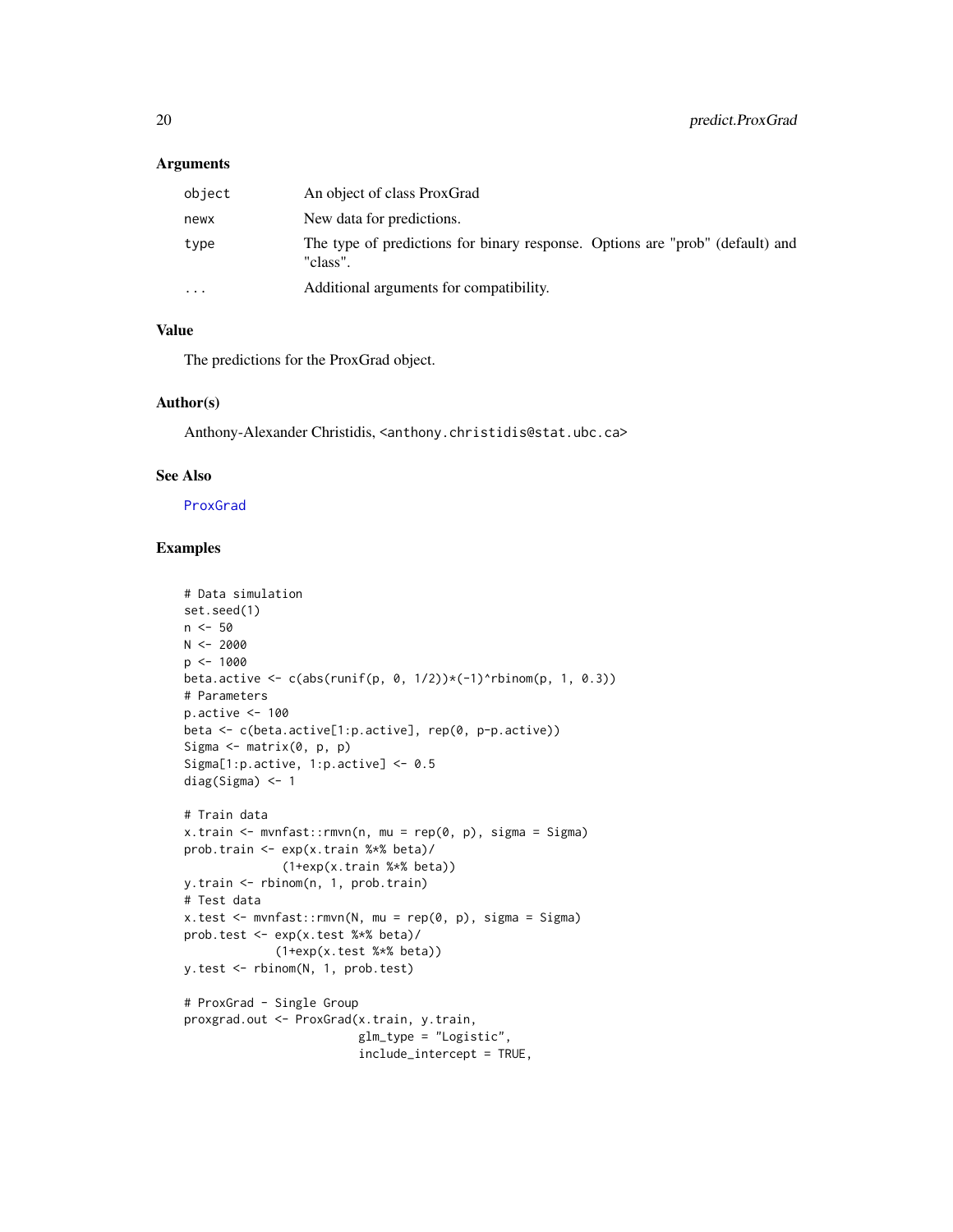### Arguments

| | |
|---|---|
| `object` | An object of class ProxGrad |
| `newx` | New data for predictions. |
| `type` | The type of predictions for binary response. Options are "prob" (default) and "class". |
| `...` | Additional arguments for compatibility. |

### Value

The predictions for the ProxGrad object.

### Author(s)

Anthony-Alexander Christidis, <anthony.christidis@stat.ubc.ca>

### See Also

ProxGrad

### Examples

```
# Data simulation
set.seed(1)
n <- 50
N <- 2000
p <- 1000
beta.active <- c(abs(runif(p, 0, 1/2))*(-1)^rbinom(p, 1, 0.3))
# Parameters
p.active <- 100
beta <- c(beta.active[1:p.active], rep(0, p-p.active))
Sigma <- matrix(0, p, p)
Sigma[1:p.active, 1:p.active] <- 0.5
diag(Sigma) <- 1

# Train data
x.train <- mvnfast::rmvn(n, mu = rep(0, p), sigma = Sigma)
prob.train <- exp(x.train %*% beta)/
              (1+exp(x.train %*% beta))
y.train <- rbinom(n, 1, prob.train)
# Test data
x.test <- mvnfast::rmvn(N, mu = rep(0, p), sigma = Sigma)
prob.test <- exp(x.test %*% beta)/
             (1+exp(x.test %*% beta))
y.test <- rbinom(N, 1, prob.test)

# ProxGrad - Single Group
proxgrad.out <- ProxGrad(x.train, y.train,
                         glm_type = "Logistic",
                         include_intercept = TRUE,
```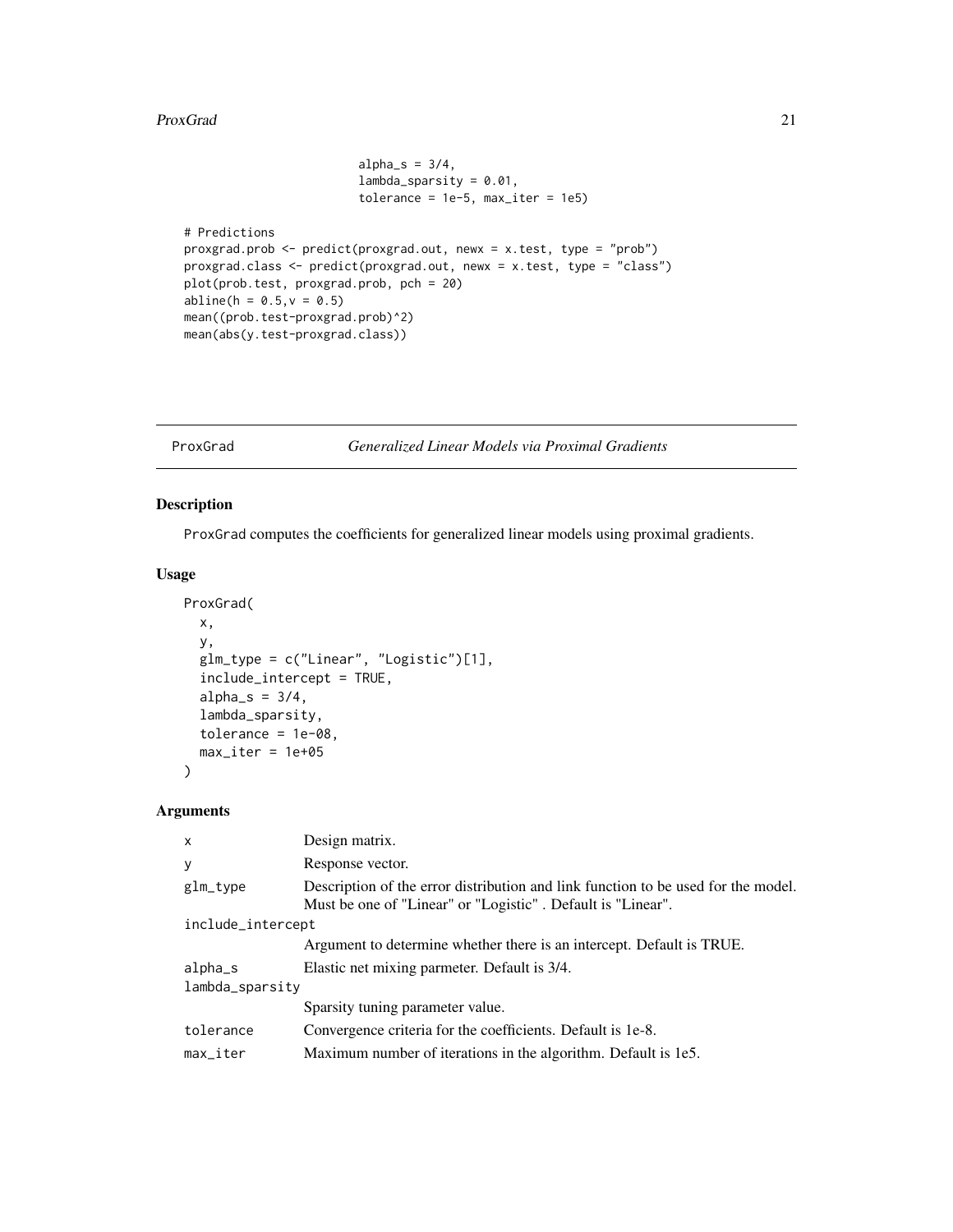```
                         alpha_s = 3/4,
                         lambda_sparsity = 0.01,
                         tolerance = 1e-5, max_iter = 1e5)

# Predictions
proxgrad.prob <- predict(proxgrad.out, newx = x.test, type = "prob")
proxgrad.class <- predict(proxgrad.out, newx = x.test, type = "class")
plot(prob.test, proxgrad.prob, pch = 20)
abline(h = 0.5,v = 0.5)
mean((prob.test-proxgrad.prob)^2)
mean(abs(y.test-proxgrad.class))
```

---

## ProxGrad — *Generalized Linear Models via Proximal Gradients*

### Description

ProxGrad computes the coefficients for generalized linear models using proximal gradients.

### Usage

```
ProxGrad(
  x,
  y,
  glm_type = c("Linear", "Logistic")[1],
  include_intercept = TRUE,
  alpha_s = 3/4,
  lambda_sparsity,
  tolerance = 1e-08,
  max_iter = 1e+05
)
```

### Arguments

| | |
|---|---|
| x | Design matrix. |
| y | Response vector. |
| glm_type | Description of the error distribution and link function to be used for the model. Must be one of "Linear" or "Logistic" . Default is "Linear". |
| include_intercept | Argument to determine whether there is an intercept. Default is TRUE. |
| alpha_s | Elastic net mixing parmeter. Default is 3/4. |
| lambda_sparsity | Sparsity tuning parameter value. |
| tolerance | Convergence criteria for the coefficients. Default is 1e-8. |
| max_iter | Maximum number of iterations in the algorithm. Default is 1e5. |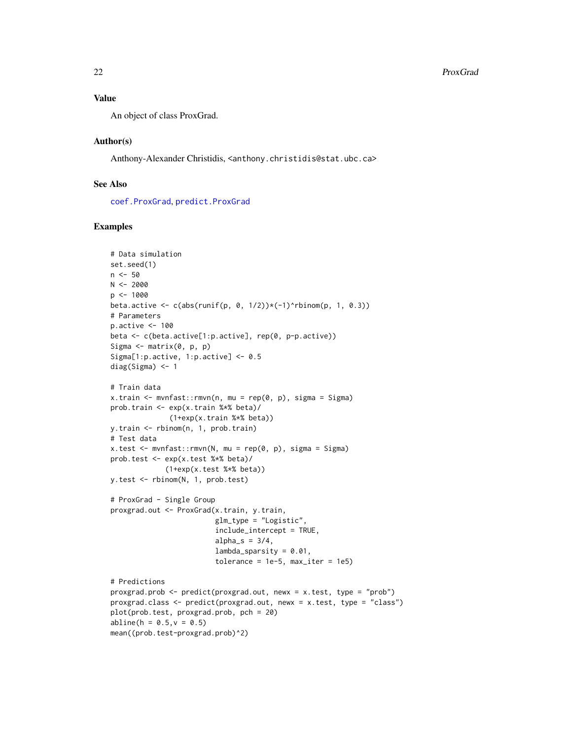## Value

An object of class ProxGrad.

## Author(s)

Anthony-Alexander Christidis, <anthony.christidis@stat.ubc.ca>

## See Also

coef.ProxGrad, predict.ProxGrad

## Examples

```
# Data simulation
set.seed(1)
n <- 50
N <- 2000
p <- 1000
beta.active <- c(abs(runif(p, 0, 1/2))*(-1)^rbinom(p, 1, 0.3))
# Parameters
p.active <- 100
beta <- c(beta.active[1:p.active], rep(0, p-p.active))
Sigma <- matrix(0, p, p)
Sigma[1:p.active, 1:p.active] <- 0.5
diag(Sigma) <- 1

# Train data
x.train <- mvnfast::rmvn(n, mu = rep(0, p), sigma = Sigma)
prob.train <- exp(x.train %*% beta)/
              (1+exp(x.train %*% beta))
y.train <- rbinom(n, 1, prob.train)
# Test data
x.test <- mvnfast::rmvn(N, mu = rep(0, p), sigma = Sigma)
prob.test <- exp(x.test %*% beta)/
             (1+exp(x.test %*% beta))
y.test <- rbinom(N, 1, prob.test)

# ProxGrad - Single Group
proxgrad.out <- ProxGrad(x.train, y.train,
                         glm_type = "Logistic",
                         include_intercept = TRUE,
                         alpha_s = 3/4,
                         lambda_sparsity = 0.01,
                         tolerance = 1e-5, max_iter = 1e5)

# Predictions
proxgrad.prob <- predict(proxgrad.out, newx = x.test, type = "prob")
proxgrad.class <- predict(proxgrad.out, newx = x.test, type = "class")
plot(prob.test, proxgrad.prob, pch = 20)
abline(h = 0.5,v = 0.5)
mean((prob.test-proxgrad.prob)^2)
```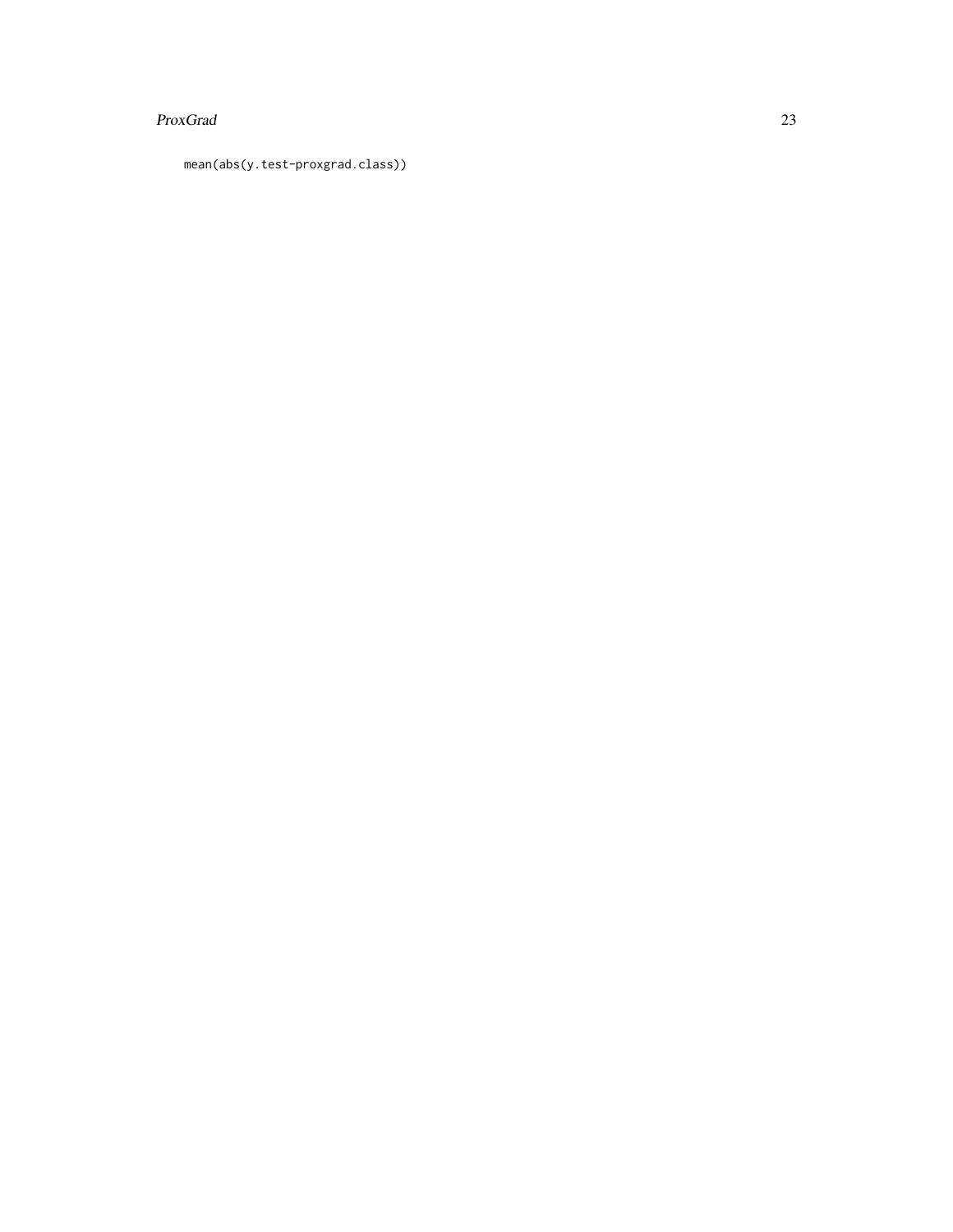```
mean(abs(y.test-proxgrad.class))
```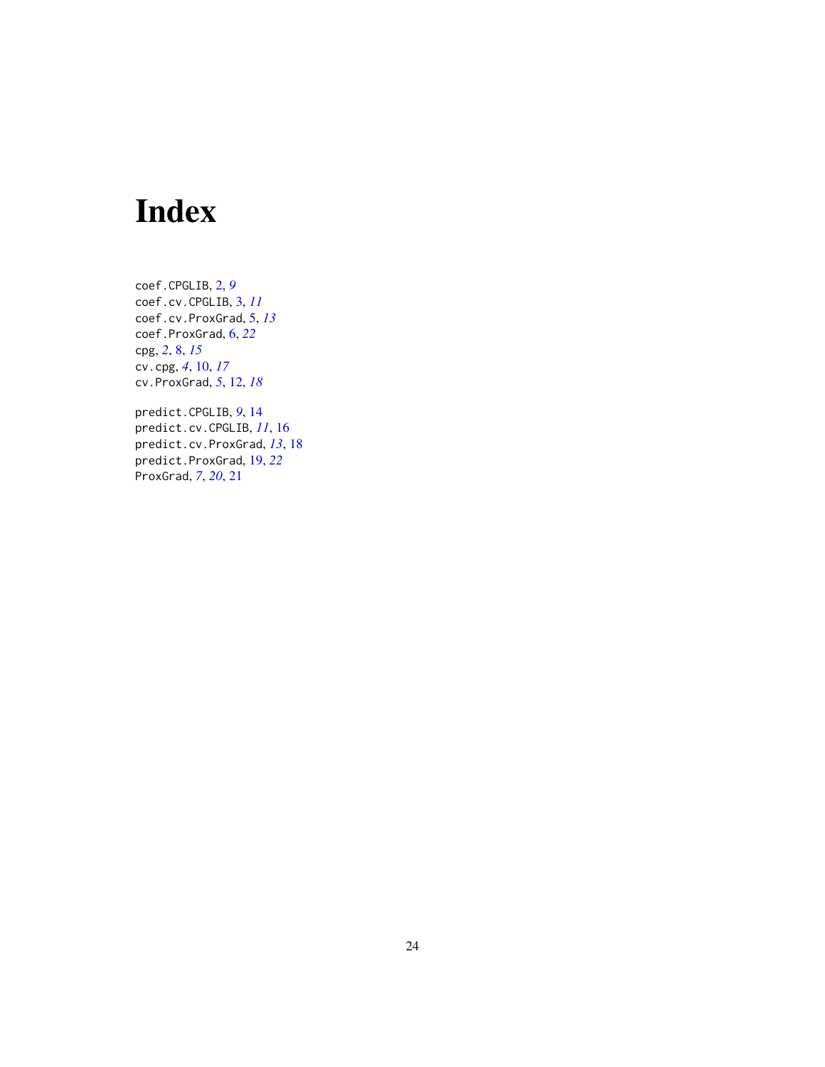# Index

coef.CPGLIB, 2, *9*
coef.cv.CPGLIB, 3, *11*
coef.cv.ProxGrad, 5, *13*
coef.ProxGrad, 6, *22*
cpg, *2*, 8, *15*
cv.cpg, *4*, 10, *17*
cv.ProxGrad, *5*, 12, *18*

predict.CPGLIB, *9*, 14
predict.cv.CPGLIB, *11*, 16
predict.cv.ProxGrad, *13*, 18
predict.ProxGrad, 19, *22*
ProxGrad, *7*, *20*, 21